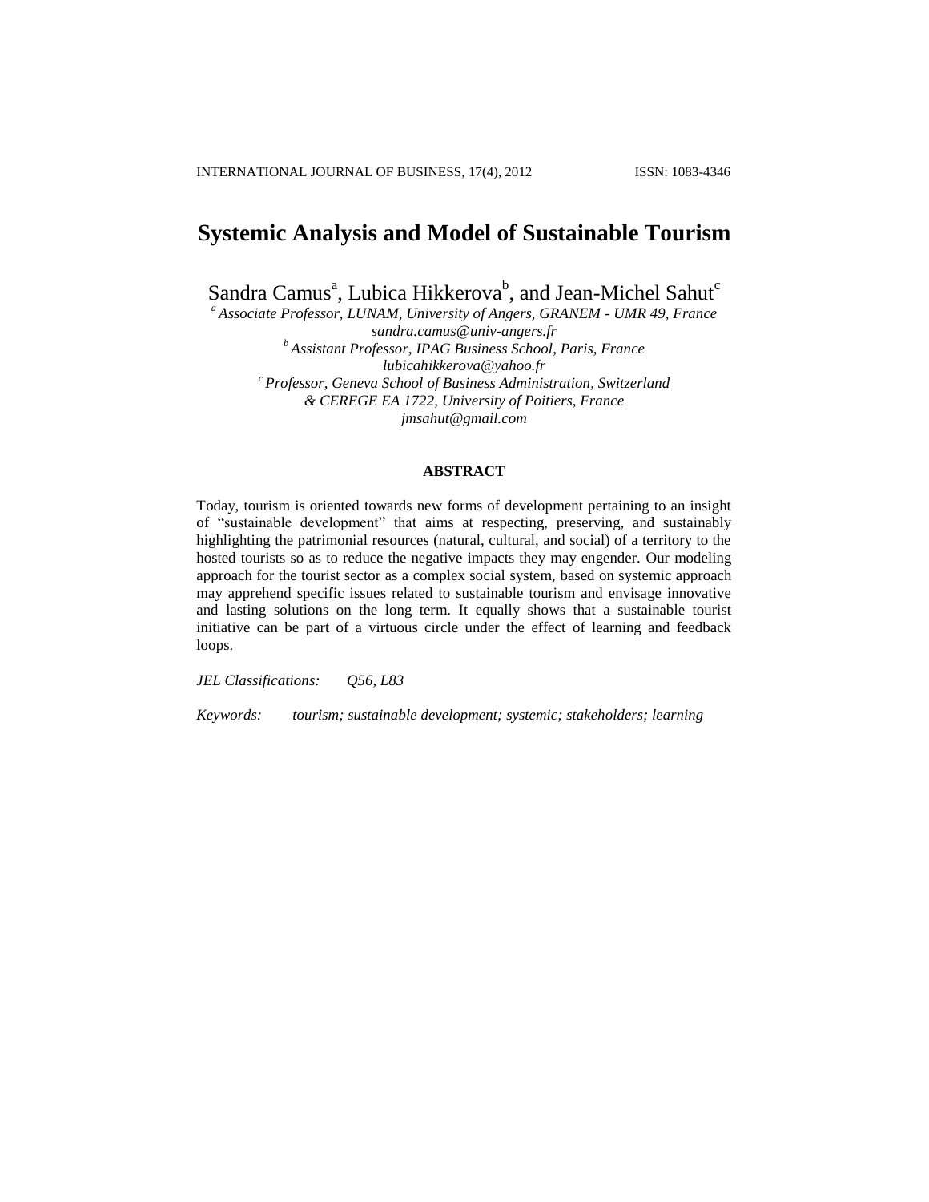# Systemic Analysis and Model of Sustainable Tourism

Sandra Camus[a], Lubica Hikkerova[b], and Jean-Michel Sahut[c]

*[a] Associate Professor, LUNAM, University of Angers, GRANEM - UMR 49, France*
*sandra.camus@univ-angers.fr*
*[b] Assistant Professor, IPAG Business School, Paris, France*
*lubicahikkerova@yahoo.fr*
*[c] Professor, Geneva School of Business Administration, Switzerland*
*& CEREGE EA 1722, University of Poitiers, France*
*jmsahut@gmail.com*

## ABSTRACT

Today, tourism is oriented towards new forms of development pertaining to an insight of "sustainable development" that aims at respecting, preserving, and sustainably highlighting the patrimonial resources (natural, cultural, and social) of a territory to the hosted tourists so as to reduce the negative impacts they may engender. Our modeling approach for the tourist sector as a complex social system, based on systemic approach may apprehend specific issues related to sustainable tourism and envisage innovative and lasting solutions on the long term. It equally shows that a sustainable tourist initiative can be part of a virtuous circle under the effect of learning and feedback loops.

*JEL Classifications:* *Q56, L83*

*Keywords:* *tourism; sustainable development; systemic; stakeholders; learning*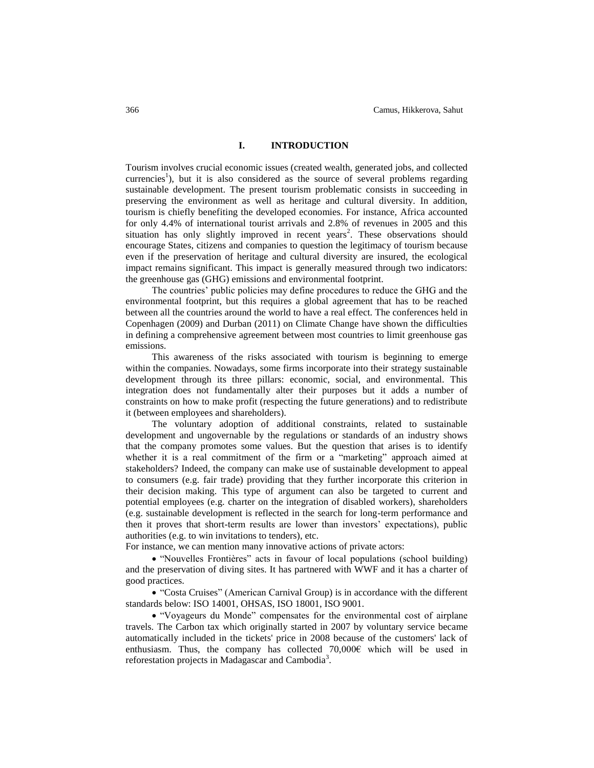## I. INTRODUCTION

Tourism involves crucial economic issues (created wealth, generated jobs, and collected currencies[1]), but it is also considered as the source of several problems regarding sustainable development. The present tourism problematic consists in succeeding in preserving the environment as well as heritage and cultural diversity. In addition, tourism is chiefly benefiting the developed economies. For instance, Africa accounted for only 4.4% of international tourist arrivals and 2.8% of revenues in 2005 and this situation has only slightly improved in recent years[2]. These observations should encourage States, citizens and companies to question the legitimacy of tourism because even if the preservation of heritage and cultural diversity are insured, the ecological impact remains significant. This impact is generally measured through two indicators: the greenhouse gas (GHG) emissions and environmental footprint.

The countries' public policies may define procedures to reduce the GHG and the environmental footprint, but this requires a global agreement that has to be reached between all the countries around the world to have a real effect. The conferences held in Copenhagen (2009) and Durban (2011) on Climate Change have shown the difficulties in defining a comprehensive agreement between most countries to limit greenhouse gas emissions.

This awareness of the risks associated with tourism is beginning to emerge within the companies. Nowadays, some firms incorporate into their strategy sustainable development through its three pillars: economic, social, and environmental. This integration does not fundamentally alter their purposes but it adds a number of constraints on how to make profit (respecting the future generations) and to redistribute it (between employees and shareholders).

The voluntary adoption of additional constraints, related to sustainable development and ungovernable by the regulations or standards of an industry shows that the company promotes some values. But the question that arises is to identify whether it is a real commitment of the firm or a "marketing" approach aimed at stakeholders? Indeed, the company can make use of sustainable development to appeal to consumers (e.g. fair trade) providing that they further incorporate this criterion in their decision making. This type of argument can also be targeted to current and potential employees (e.g. charter on the integration of disabled workers), shareholders (e.g. sustainable development is reflected in the search for long-term performance and then it proves that short-term results are lower than investors' expectations), public authorities (e.g. to win invitations to tenders), etc.

For instance, we can mention many innovative actions of private actors:

- "Nouvelles Frontières" acts in favour of local populations (school building) and the preservation of diving sites. It has partnered with WWF and it has a charter of good practices.
- "Costa Cruises" (American Carnival Group) is in accordance with the different standards below: ISO 14001, OHSAS, ISO 18001, ISO 9001.
- "Voyageurs du Monde" compensates for the environmental cost of airplane travels. The Carbon tax which originally started in 2007 by voluntary service became automatically included in the tickets' price in 2008 because of the customers' lack of enthusiasm. Thus, the company has collected 70,000€ which will be used in reforestation projects in Madagascar and Cambodia[3].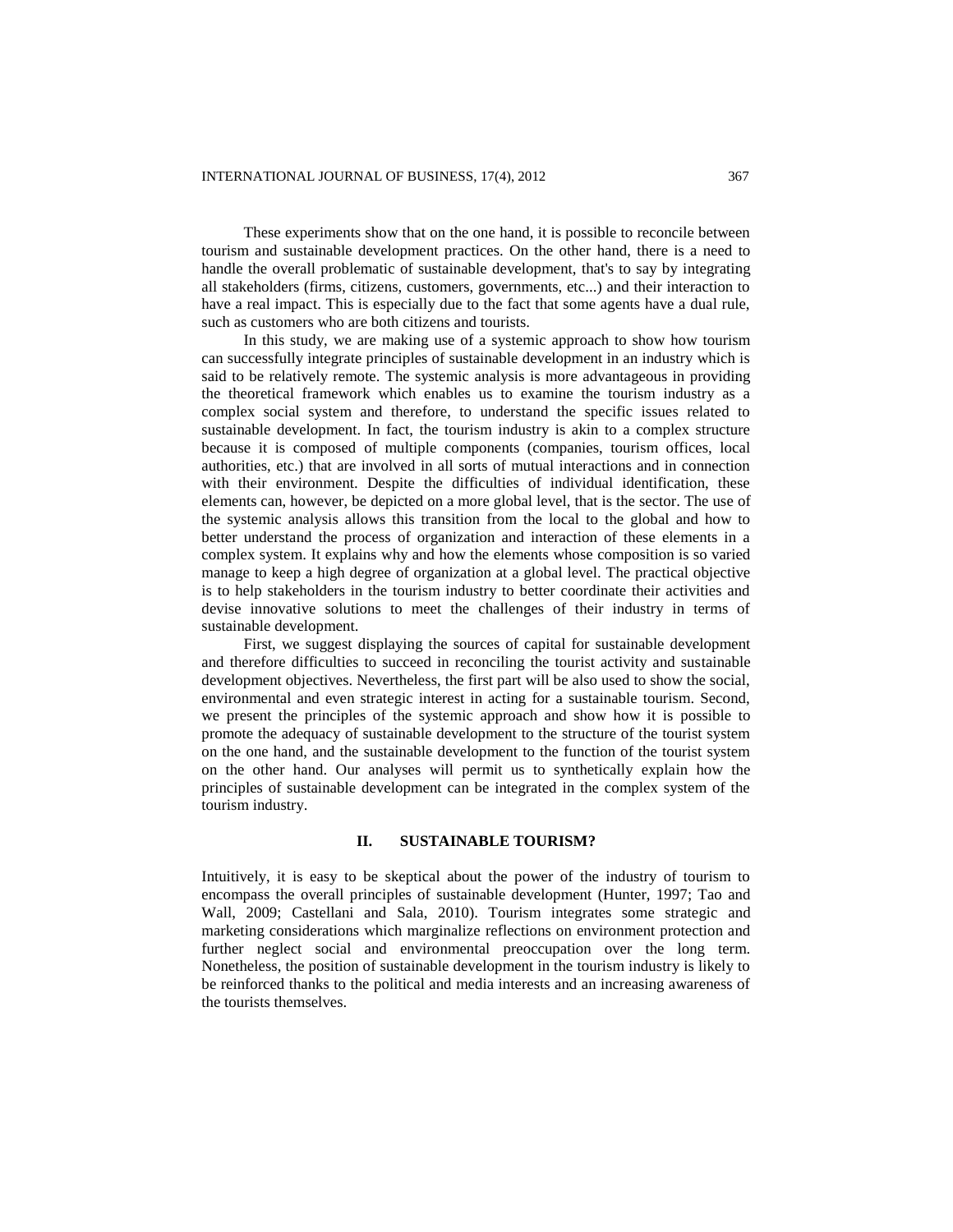These experiments show that on the one hand, it is possible to reconcile between tourism and sustainable development practices. On the other hand, there is a need to handle the overall problematic of sustainable development, that's to say by integrating all stakeholders (firms, citizens, customers, governments, etc...) and their interaction to have a real impact. This is especially due to the fact that some agents have a dual rule, such as customers who are both citizens and tourists.

In this study, we are making use of a systemic approach to show how tourism can successfully integrate principles of sustainable development in an industry which is said to be relatively remote. The systemic analysis is more advantageous in providing the theoretical framework which enables us to examine the tourism industry as a complex social system and therefore, to understand the specific issues related to sustainable development. In fact, the tourism industry is akin to a complex structure because it is composed of multiple components (companies, tourism offices, local authorities, etc.) that are involved in all sorts of mutual interactions and in connection with their environment. Despite the difficulties of individual identification, these elements can, however, be depicted on a more global level, that is the sector. The use of the systemic analysis allows this transition from the local to the global and how to better understand the process of organization and interaction of these elements in a complex system. It explains why and how the elements whose composition is so varied manage to keep a high degree of organization at a global level. The practical objective is to help stakeholders in the tourism industry to better coordinate their activities and devise innovative solutions to meet the challenges of their industry in terms of sustainable development.

First, we suggest displaying the sources of capital for sustainable development and therefore difficulties to succeed in reconciling the tourist activity and sustainable development objectives. Nevertheless, the first part will be also used to show the social, environmental and even strategic interest in acting for a sustainable tourism. Second, we present the principles of the systemic approach and show how it is possible to promote the adequacy of sustainable development to the structure of the tourist system on the one hand, and the sustainable development to the function of the tourist system on the other hand. Our analyses will permit us to synthetically explain how the principles of sustainable development can be integrated in the complex system of the tourism industry.

## II. SUSTAINABLE TOURISM?

Intuitively, it is easy to be skeptical about the power of the industry of tourism to encompass the overall principles of sustainable development (Hunter, 1997; Tao and Wall, 2009; Castellani and Sala, 2010). Tourism integrates some strategic and marketing considerations which marginalize reflections on environment protection and further neglect social and environmental preoccupation over the long term. Nonetheless, the position of sustainable development in the tourism industry is likely to be reinforced thanks to the political and media interests and an increasing awareness of the tourists themselves.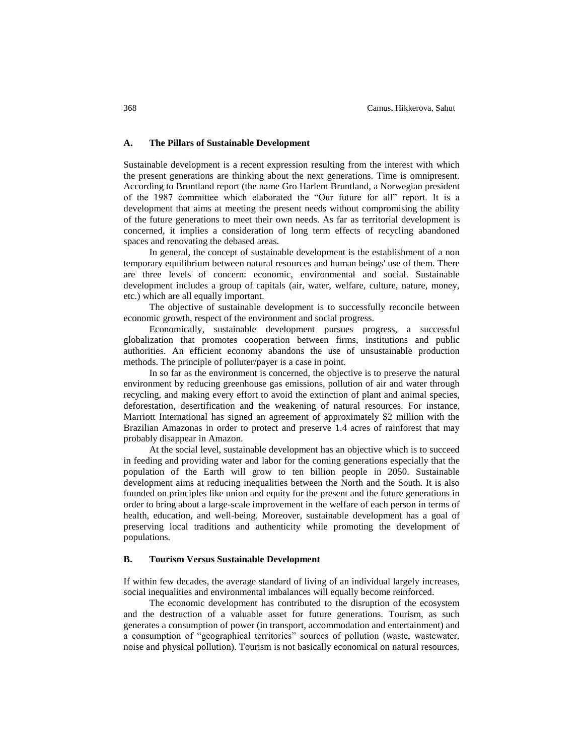### A. The Pillars of Sustainable Development

Sustainable development is a recent expression resulting from the interest with which the present generations are thinking about the next generations. Time is omnipresent. According to Bruntland report (the name Gro Harlem Bruntland, a Norwegian president of the 1987 committee which elaborated the "Our future for all" report. It is a development that aims at meeting the present needs without compromising the ability of the future generations to meet their own needs. As far as territorial development is concerned, it implies a consideration of long term effects of recycling abandoned spaces and renovating the debased areas.

In general, the concept of sustainable development is the establishment of a non temporary equilibrium between natural resources and human beings' use of them. There are three levels of concern: economic, environmental and social. Sustainable development includes a group of capitals (air, water, welfare, culture, nature, money, etc.) which are all equally important.

The objective of sustainable development is to successfully reconcile between economic growth, respect of the environment and social progress.

Economically, sustainable development pursues progress, a successful globalization that promotes cooperation between firms, institutions and public authorities. An efficient economy abandons the use of unsustainable production methods. The principle of polluter/payer is a case in point.

In so far as the environment is concerned, the objective is to preserve the natural environment by reducing greenhouse gas emissions, pollution of air and water through recycling, and making every effort to avoid the extinction of plant and animal species, deforestation, desertification and the weakening of natural resources. For instance, Marriott International has signed an agreement of approximately \$2 million with the Brazilian Amazonas in order to protect and preserve 1.4 acres of rainforest that may probably disappear in Amazon.

At the social level, sustainable development has an objective which is to succeed in feeding and providing water and labor for the coming generations especially that the population of the Earth will grow to ten billion people in 2050. Sustainable development aims at reducing inequalities between the North and the South. It is also founded on principles like union and equity for the present and the future generations in order to bring about a large-scale improvement in the welfare of each person in terms of health, education, and well-being. Moreover, sustainable development has a goal of preserving local traditions and authenticity while promoting the development of populations.

### B. Tourism Versus Sustainable Development

If within few decades, the average standard of living of an individual largely increases, social inequalities and environmental imbalances will equally become reinforced.

The economic development has contributed to the disruption of the ecosystem and the destruction of a valuable asset for future generations. Tourism, as such generates a consumption of power (in transport, accommodation and entertainment) and a consumption of "geographical territories" sources of pollution (waste, wastewater, noise and physical pollution). Tourism is not basically economical on natural resources.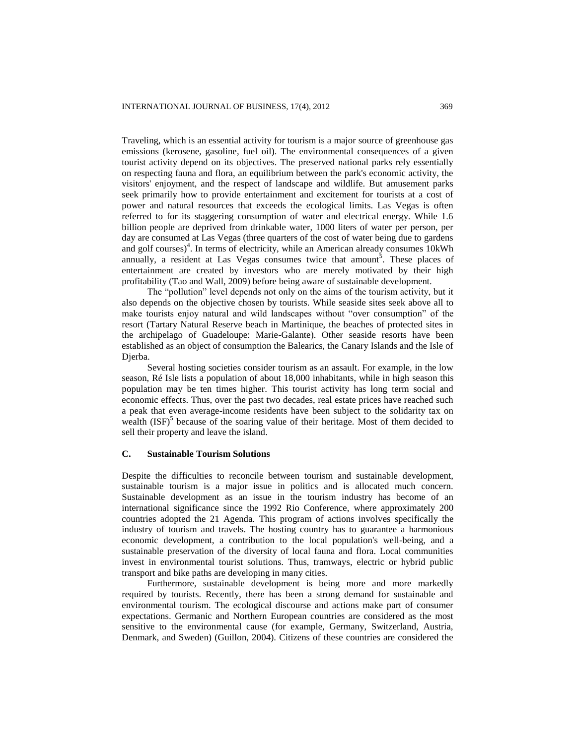Traveling, which is an essential activity for tourism is a major source of greenhouse gas emissions (kerosene, gasoline, fuel oil). The environmental consequences of a given tourist activity depend on its objectives. The preserved national parks rely essentially on respecting fauna and flora, an equilibrium between the park's economic activity, the visitors' enjoyment, and the respect of landscape and wildlife. But amusement parks seek primarily how to provide entertainment and excitement for tourists at a cost of power and natural resources that exceeds the ecological limits. Las Vegas is often referred to for its staggering consumption of water and electrical energy. While 1.6 billion people are deprived from drinkable water, 1000 liters of water per person, per day are consumed at Las Vegas (three quarters of the cost of water being due to gardens and golf courses)[4]. In terms of electricity, while an American already consumes 10kWh annually, a resident at Las Vegas consumes twice that amount[5]. These places of entertainment are created by investors who are merely motivated by their high profitability (Tao and Wall, 2009) before being aware of sustainable development.

The "pollution" level depends not only on the aims of the tourism activity, but it also depends on the objective chosen by tourists. While seaside sites seek above all to make tourists enjoy natural and wild landscapes without "over consumption" of the resort (Tartary Natural Reserve beach in Martinique, the beaches of protected sites in the archipelago of Guadeloupe: Marie-Galante). Other seaside resorts have been established as an object of consumption the Balearics, the Canary Islands and the Isle of Djerba.

Several hosting societies consider tourism as an assault. For example, in the low season, Ré Isle lists a population of about 18,000 inhabitants, while in high season this population may be ten times higher. This tourist activity has long term social and economic effects. Thus, over the past two decades, real estate prices have reached such a peak that even average-income residents have been subject to the solidarity tax on wealth (ISF)[5] because of the soaring value of their heritage. Most of them decided to sell their property and leave the island.

### C. Sustainable Tourism Solutions

Despite the difficulties to reconcile between tourism and sustainable development, sustainable tourism is a major issue in politics and is allocated much concern. Sustainable development as an issue in the tourism industry has become of an international significance since the 1992 Rio Conference, where approximately 200 countries adopted the 21 Agenda. This program of actions involves specifically the industry of tourism and travels. The hosting country has to guarantee a harmonious economic development, a contribution to the local population's well-being, and a sustainable preservation of the diversity of local fauna and flora. Local communities invest in environmental tourist solutions. Thus, tramways, electric or hybrid public transport and bike paths are developing in many cities.

Furthermore, sustainable development is being more and more markedly required by tourists. Recently, there has been a strong demand for sustainable and environmental tourism. The ecological discourse and actions make part of consumer expectations. Germanic and Northern European countries are considered as the most sensitive to the environmental cause (for example, Germany, Switzerland, Austria, Denmark, and Sweden) (Guillon, 2004). Citizens of these countries are considered the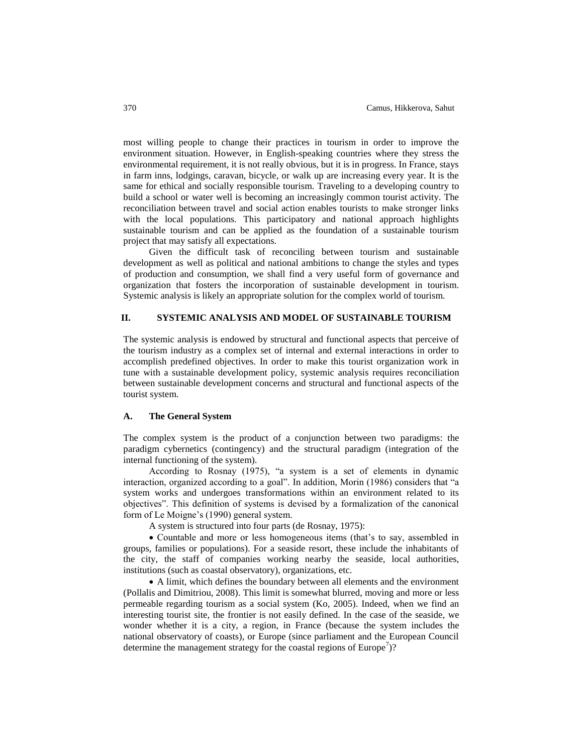most willing people to change their practices in tourism in order to improve the environment situation. However, in English-speaking countries where they stress the environmental requirement, it is not really obvious, but it is in progress. In France, stays in farm inns, lodgings, caravan, bicycle, or walk up are increasing every year. It is the same for ethical and socially responsible tourism. Traveling to a developing country to build a school or water well is becoming an increasingly common tourist activity. The reconciliation between travel and social action enables tourists to make stronger links with the local populations. This participatory and national approach highlights sustainable tourism and can be applied as the foundation of a sustainable tourism project that may satisfy all expectations.

Given the difficult task of reconciling between tourism and sustainable development as well as political and national ambitions to change the styles and types of production and consumption, we shall find a very useful form of governance and organization that fosters the incorporation of sustainable development in tourism. Systemic analysis is likely an appropriate solution for the complex world of tourism.

## II. SYSTEMIC ANALYSIS AND MODEL OF SUSTAINABLE TOURISM

The systemic analysis is endowed by structural and functional aspects that perceive of the tourism industry as a complex set of internal and external interactions in order to accomplish predefined objectives. In order to make this tourist organization work in tune with a sustainable development policy, systemic analysis requires reconciliation between sustainable development concerns and structural and functional aspects of the tourist system.

### A. The General System

The complex system is the product of a conjunction between two paradigms: the paradigm cybernetics (contingency) and the structural paradigm (integration of the internal functioning of the system).

According to Rosnay (1975), "a system is a set of elements in dynamic interaction, organized according to a goal". In addition, Morin (1986) considers that "a system works and undergoes transformations within an environment related to its objectives". This definition of systems is devised by a formalization of the canonical form of Le Moigne's (1990) general system.

A system is structured into four parts (de Rosnay, 1975):

- Countable and more or less homogeneous items (that's to say, assembled in groups, families or populations). For a seaside resort, these include the inhabitants of the city, the staff of companies working nearby the seaside, local authorities, institutions (such as coastal observatory), organizations, etc.
- A limit, which defines the boundary between all elements and the environment (Pollalis and Dimitriou, 2008). This limit is somewhat blurred, moving and more or less permeable regarding tourism as a social system (Ko, 2005). Indeed, when we find an interesting tourist site, the frontier is not easily defined. In the case of the seaside, we wonder whether it is a city, a region, in France (because the system includes the national observatory of coasts), or Europe (since parliament and the European Council determine the management strategy for the coastal regions of Europe[7])?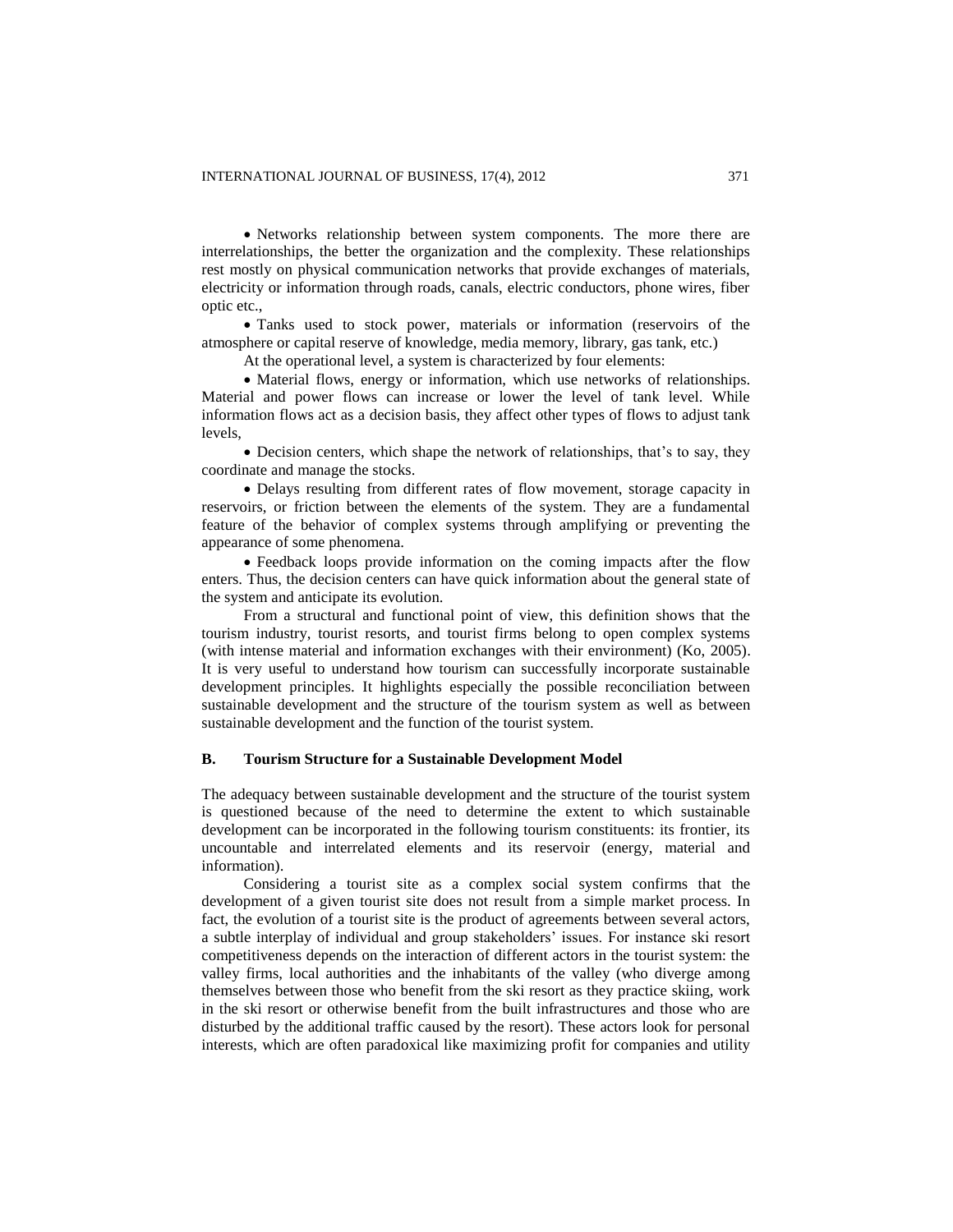- Networks relationship between system components. The more there are interrelationships, the better the organization and the complexity. These relationships rest mostly on physical communication networks that provide exchanges of materials, electricity or information through roads, canals, electric conductors, phone wires, fiber optic etc.,
- Tanks used to stock power, materials or information (reservoirs of the atmosphere or capital reserve of knowledge, media memory, library, gas tank, etc.)

At the operational level, a system is characterized by four elements:

- Material flows, energy or information, which use networks of relationships. Material and power flows can increase or lower the level of tank level. While information flows act as a decision basis, they affect other types of flows to adjust tank levels,
- Decision centers, which shape the network of relationships, that's to say, they coordinate and manage the stocks.
- Delays resulting from different rates of flow movement, storage capacity in reservoirs, or friction between the elements of the system. They are a fundamental feature of the behavior of complex systems through amplifying or preventing the appearance of some phenomena.
- Feedback loops provide information on the coming impacts after the flow enters. Thus, the decision centers can have quick information about the general state of the system and anticipate its evolution.

From a structural and functional point of view, this definition shows that the tourism industry, tourist resorts, and tourist firms belong to open complex systems (with intense material and information exchanges with their environment) (Ko, 2005). It is very useful to understand how tourism can successfully incorporate sustainable development principles. It highlights especially the possible reconciliation between sustainable development and the structure of the tourism system as well as between sustainable development and the function of the tourist system.

### B. Tourism Structure for a Sustainable Development Model

The adequacy between sustainable development and the structure of the tourist system is questioned because of the need to determine the extent to which sustainable development can be incorporated in the following tourism constituents: its frontier, its uncountable and interrelated elements and its reservoir (energy, material and information).

Considering a tourist site as a complex social system confirms that the development of a given tourist site does not result from a simple market process. In fact, the evolution of a tourist site is the product of agreements between several actors, a subtle interplay of individual and group stakeholders' issues. For instance ski resort competitiveness depends on the interaction of different actors in the tourist system: the valley firms, local authorities and the inhabitants of the valley (who diverge among themselves between those who benefit from the ski resort as they practice skiing, work in the ski resort or otherwise benefit from the built infrastructures and those who are disturbed by the additional traffic caused by the resort). These actors look for personal interests, which are often paradoxical like maximizing profit for companies and utility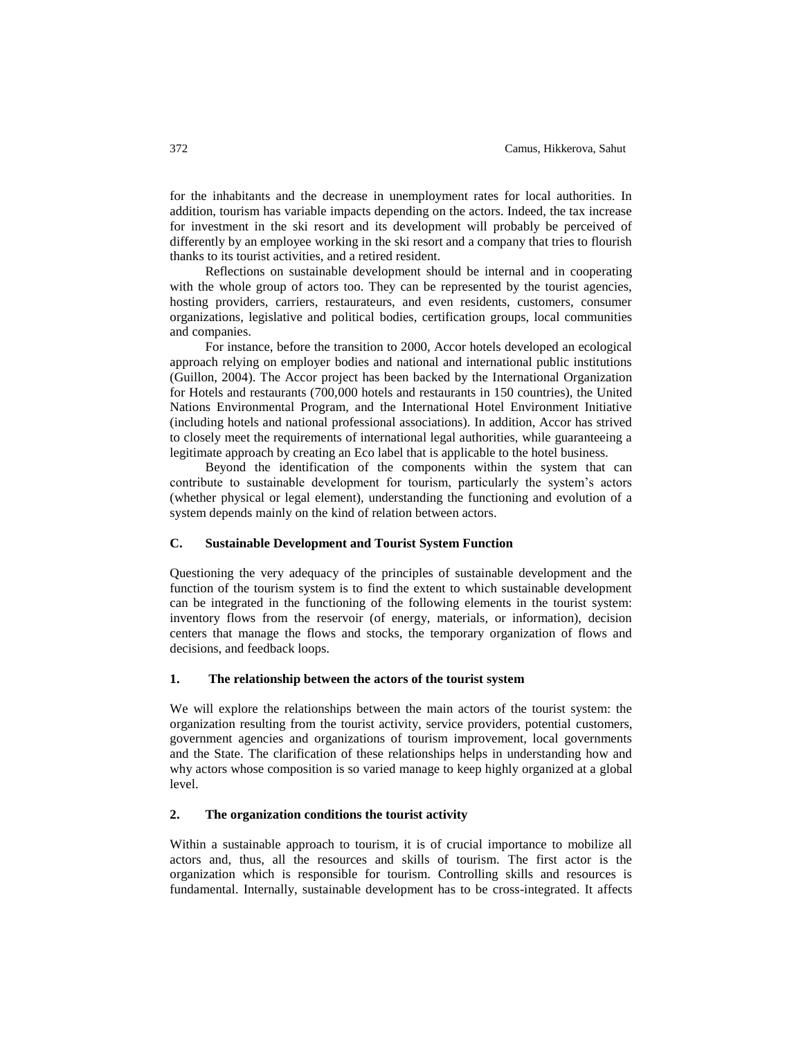for the inhabitants and the decrease in unemployment rates for local authorities. In addition, tourism has variable impacts depending on the actors. Indeed, the tax increase for investment in the ski resort and its development will probably be perceived of differently by an employee working in the ski resort and a company that tries to flourish thanks to its tourist activities, and a retired resident.

Reflections on sustainable development should be internal and in cooperating with the whole group of actors too. They can be represented by the tourist agencies, hosting providers, carriers, restaurateurs, and even residents, customers, consumer organizations, legislative and political bodies, certification groups, local communities and companies.

For instance, before the transition to 2000, Accor hotels developed an ecological approach relying on employer bodies and national and international public institutions (Guillon, 2004). The Accor project has been backed by the International Organization for Hotels and restaurants (700,000 hotels and restaurants in 150 countries), the United Nations Environmental Program, and the International Hotel Environment Initiative (including hotels and national professional associations). In addition, Accor has strived to closely meet the requirements of international legal authorities, while guaranteeing a legitimate approach by creating an Eco label that is applicable to the hotel business.

Beyond the identification of the components within the system that can contribute to sustainable development for tourism, particularly the system's actors (whether physical or legal element), understanding the functioning and evolution of a system depends mainly on the kind of relation between actors.

## C. Sustainable Development and Tourist System Function

Questioning the very adequacy of the principles of sustainable development and the function of the tourism system is to find the extent to which sustainable development can be integrated in the functioning of the following elements in the tourist system: inventory flows from the reservoir (of energy, materials, or information), decision centers that manage the flows and stocks, the temporary organization of flows and decisions, and feedback loops.

### 1. The relationship between the actors of the tourist system

We will explore the relationships between the main actors of the tourist system: the organization resulting from the tourist activity, service providers, potential customers, government agencies and organizations of tourism improvement, local governments and the State. The clarification of these relationships helps in understanding how and why actors whose composition is so varied manage to keep highly organized at a global level.

### 2. The organization conditions the tourist activity

Within a sustainable approach to tourism, it is of crucial importance to mobilize all actors and, thus, all the resources and skills of tourism. The first actor is the organization which is responsible for tourism. Controlling skills and resources is fundamental. Internally, sustainable development has to be cross-integrated. It affects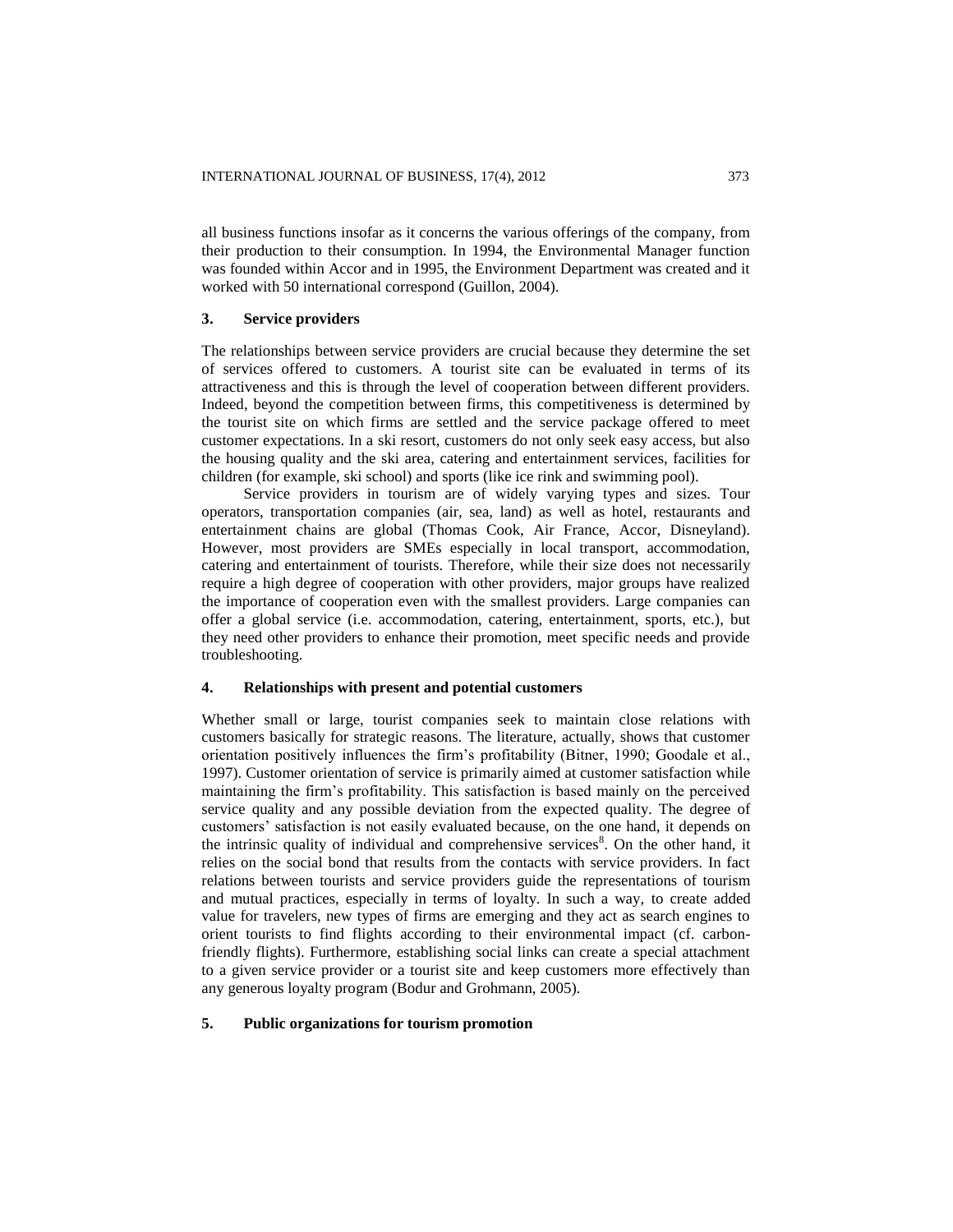all business functions insofar as it concerns the various offerings of the company, from their production to their consumption. In 1994, the Environmental Manager function was founded within Accor and in 1995, the Environment Department was created and it worked with 50 international correspond (Guillon, 2004).

### 3. Service providers

The relationships between service providers are crucial because they determine the set of services offered to customers. A tourist site can be evaluated in terms of its attractiveness and this is through the level of cooperation between different providers. Indeed, beyond the competition between firms, this competitiveness is determined by the tourist site on which firms are settled and the service package offered to meet customer expectations. In a ski resort, customers do not only seek easy access, but also the housing quality and the ski area, catering and entertainment services, facilities for children (for example, ski school) and sports (like ice rink and swimming pool).

Service providers in tourism are of widely varying types and sizes. Tour operators, transportation companies (air, sea, land) as well as hotel, restaurants and entertainment chains are global (Thomas Cook, Air France, Accor, Disneyland). However, most providers are SMEs especially in local transport, accommodation, catering and entertainment of tourists. Therefore, while their size does not necessarily require a high degree of cooperation with other providers, major groups have realized the importance of cooperation even with the smallest providers. Large companies can offer a global service (i.e. accommodation, catering, entertainment, sports, etc.), but they need other providers to enhance their promotion, meet specific needs and provide troubleshooting.

### 4. Relationships with present and potential customers

Whether small or large, tourist companies seek to maintain close relations with customers basically for strategic reasons. The literature, actually, shows that customer orientation positively influences the firm's profitability (Bitner, 1990; Goodale et al., 1997). Customer orientation of service is primarily aimed at customer satisfaction while maintaining the firm's profitability. This satisfaction is based mainly on the perceived service quality and any possible deviation from the expected quality. The degree of customers' satisfaction is not easily evaluated because, on the one hand, it depends on the intrinsic quality of individual and comprehensive services[8]. On the other hand, it relies on the social bond that results from the contacts with service providers. In fact relations between tourists and service providers guide the representations of tourism and mutual practices, especially in terms of loyalty. In such a way, to create added value for travelers, new types of firms are emerging and they act as search engines to orient tourists to find flights according to their environmental impact (cf. carbon-friendly flights). Furthermore, establishing social links can create a special attachment to a given service provider or a tourist site and keep customers more effectively than any generous loyalty program (Bodur and Grohmann, 2005).

### 5. Public organizations for tourism promotion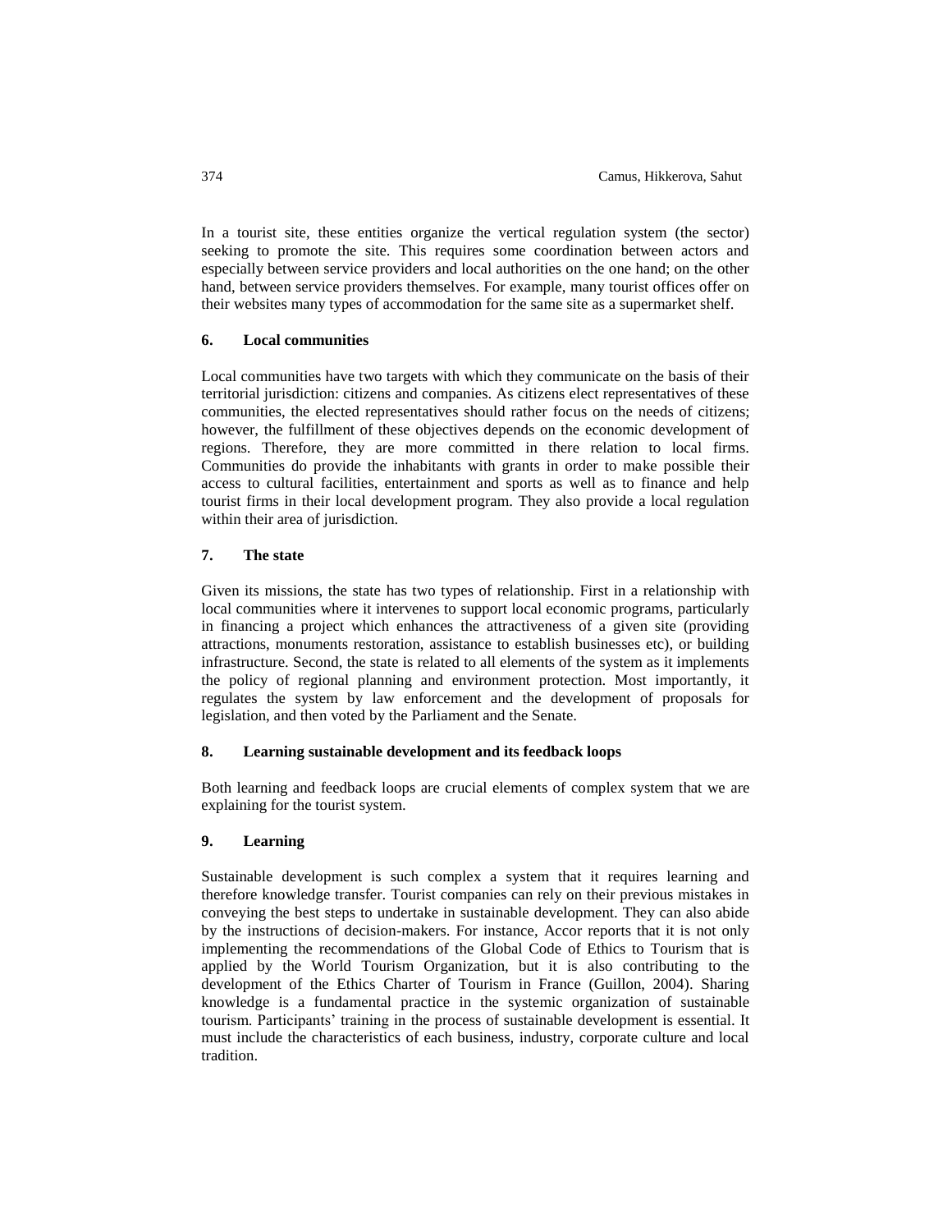In a tourist site, these entities organize the vertical regulation system (the sector) seeking to promote the site. This requires some coordination between actors and especially between service providers and local authorities on the one hand; on the other hand, between service providers themselves. For example, many tourist offices offer on their websites many types of accommodation for the same site as a supermarket shelf.

## 6. Local communities

Local communities have two targets with which they communicate on the basis of their territorial jurisdiction: citizens and companies. As citizens elect representatives of these communities, the elected representatives should rather focus on the needs of citizens; however, the fulfillment of these objectives depends on the economic development of regions. Therefore, they are more committed in there relation to local firms. Communities do provide the inhabitants with grants in order to make possible their access to cultural facilities, entertainment and sports as well as to finance and help tourist firms in their local development program. They also provide a local regulation within their area of jurisdiction.

## 7. The state

Given its missions, the state has two types of relationship. First in a relationship with local communities where it intervenes to support local economic programs, particularly in financing a project which enhances the attractiveness of a given site (providing attractions, monuments restoration, assistance to establish businesses etc), or building infrastructure. Second, the state is related to all elements of the system as it implements the policy of regional planning and environment protection. Most importantly, it regulates the system by law enforcement and the development of proposals for legislation, and then voted by the Parliament and the Senate.

## 8. Learning sustainable development and its feedback loops

Both learning and feedback loops are crucial elements of complex system that we are explaining for the tourist system.

## 9. Learning

Sustainable development is such complex a system that it requires learning and therefore knowledge transfer. Tourist companies can rely on their previous mistakes in conveying the best steps to undertake in sustainable development. They can also abide by the instructions of decision-makers. For instance, Accor reports that it is not only implementing the recommendations of the Global Code of Ethics to Tourism that is applied by the World Tourism Organization, but it is also contributing to the development of the Ethics Charter of Tourism in France (Guillon, 2004). Sharing knowledge is a fundamental practice in the systemic organization of sustainable tourism. Participants' training in the process of sustainable development is essential. It must include the characteristics of each business, industry, corporate culture and local tradition.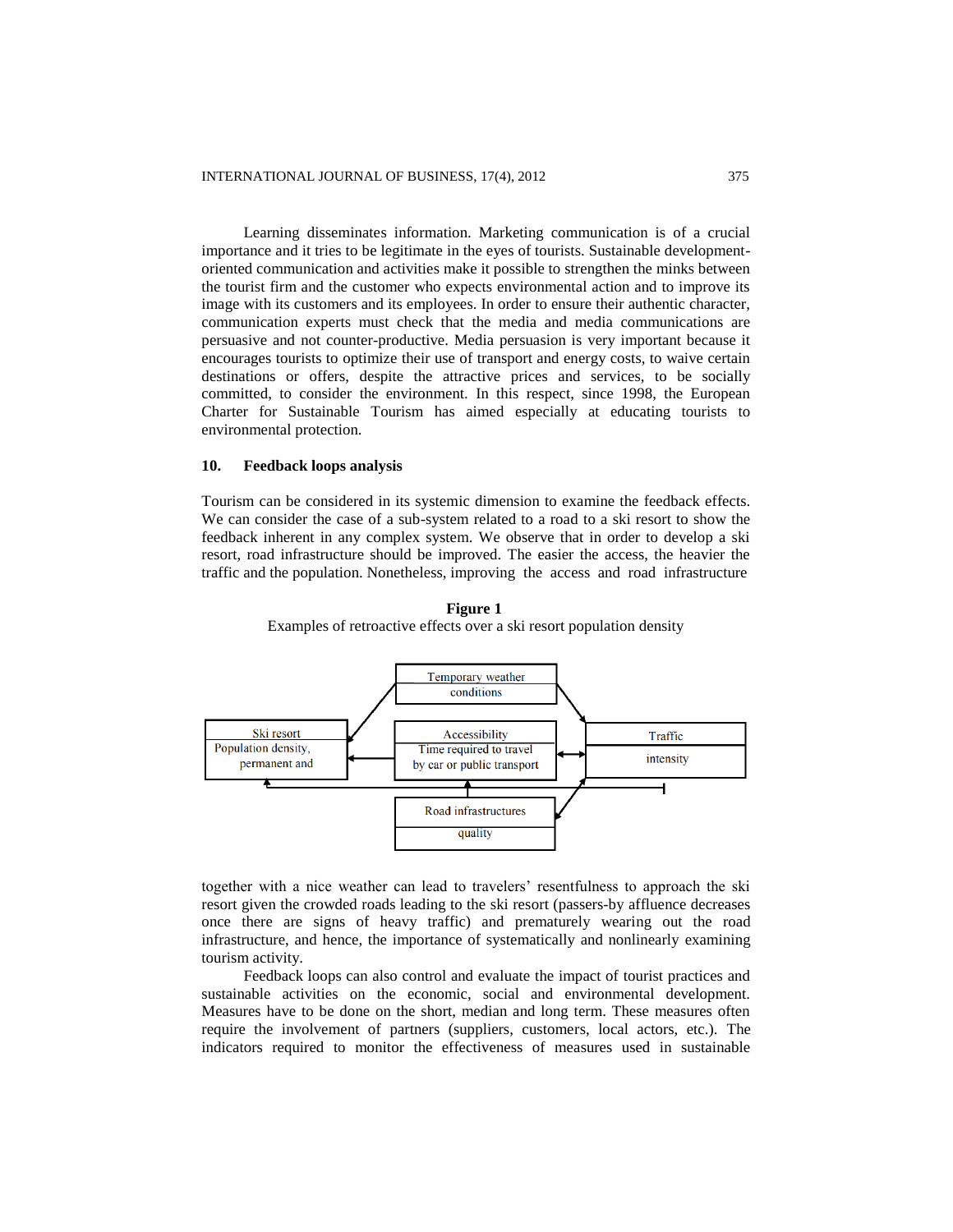Learning disseminates information. Marketing communication is of a crucial importance and it tries to be legitimate in the eyes of tourists. Sustainable development-oriented communication and activities make it possible to strengthen the minks between the tourist firm and the customer who expects environmental action and to improve its image with its customers and its employees. In order to ensure their authentic character, communication experts must check that the media and media communications are persuasive and not counter-productive. Media persuasion is very important because it encourages tourists to optimize their use of transport and energy costs, to waive certain destinations or offers, despite the attractive prices and services, to be socially committed, to consider the environment. In this respect, since 1998, the European Charter for Sustainable Tourism has aimed especially at educating tourists to environmental protection.

## 10. Feedback loops analysis

Tourism can be considered in its systemic dimension to examine the feedback effects. We can consider the case of a sub-system related to a road to a ski resort to show the feedback inherent in any complex system. We observe that in order to develop a ski resort, road infrastructure should be improved. The easier the access, the heavier the traffic and the population. Nonetheless, improving the access and road infrastructure

**Figure 1**

Examples of retroactive effects over a ski resort population density

Temporary weather conditions

Ski resort — Population density, permanent and

Accessibility — Time required to travel by car or public transport

Traffic — intensity

Road infrastructures — quality

together with a nice weather can lead to travelers' resentfulness to approach the ski resort given the crowded roads leading to the ski resort (passers-by affluence decreases once there are signs of heavy traffic) and prematurely wearing out the road infrastructure, and hence, the importance of systematically and nonlinearly examining tourism activity.

Feedback loops can also control and evaluate the impact of tourist practices and sustainable activities on the economic, social and environmental development. Measures have to be done on the short, median and long term. These measures often require the involvement of partners (suppliers, customers, local actors, etc.). The indicators required to monitor the effectiveness of measures used in sustainable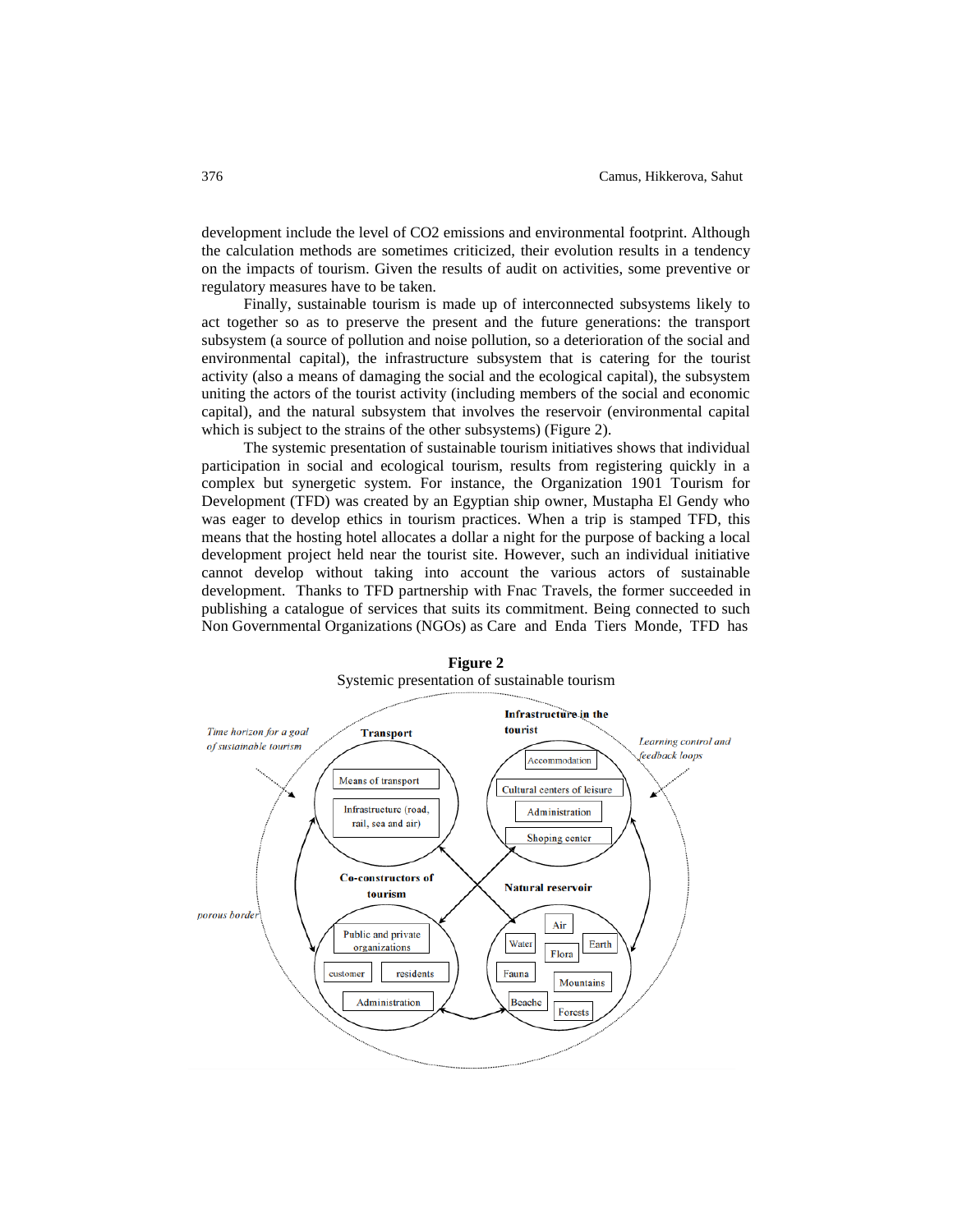development include the level of $CO_2$ emissions and environmental footprint. Although the calculation methods are sometimes criticized, their evolution results in a tendency on the impacts of tourism. Given the results of audit on activities, some preventive or regulatory measures have to be taken.

Finally, sustainable tourism is made up of interconnected subsystems likely to act together so as to preserve the present and the future generations: the transport subsystem (a source of pollution and noise pollution, so a deterioration of the social and environmental capital), the infrastructure subsystem that is catering for the tourist activity (also a means of damaging the social and the ecological capital), the subsystem uniting the actors of the tourist activity (including members of the social and economic capital), and the natural subsystem that involves the reservoir (environmental capital which is subject to the strains of the other subsystems) (Figure 2).

The systemic presentation of sustainable tourism initiatives shows that individual participation in social and ecological tourism, results from registering quickly in a complex but synergetic system. For instance, the Organization 1901 Tourism for Development (TFD) was created by an Egyptian ship owner, Mustapha El Gendy who was eager to develop ethics in tourism practices. When a trip is stamped TFD, this means that the hosting hotel allocates a dollar a night for the purpose of backing a local development project held near the tourist site. However, such an individual initiative cannot develop without taking into account the various actors of sustainable development. Thanks to TFD partnership with Fnac Travels, the former succeeded in publishing a catalogue of services that suits its commitment. Being connected to such Non Governmental Organizations (NGOs) as Care and Enda Tiers Monde, TFD has

**Figure 2**

Systemic presentation of sustainable tourism

*Time horizon for a goal of sustainable tourism*

*Learning control and feedback loops*

*porous border*

**Transport**
- Means of transport
- Infrastructure (road, rail, sea and air)

**Infrastructure in the tourist**
- Accommodation
- Cultural centers of leisure
- Administration
- Shoping center

**Co-constructors of tourism**
- Public and private organizations
- customer
- residents
- Administration

**Natural reservoir**
- Air
- Water
- Earth
- Flora
- Fauna
- Mountains
- Beache
- Forests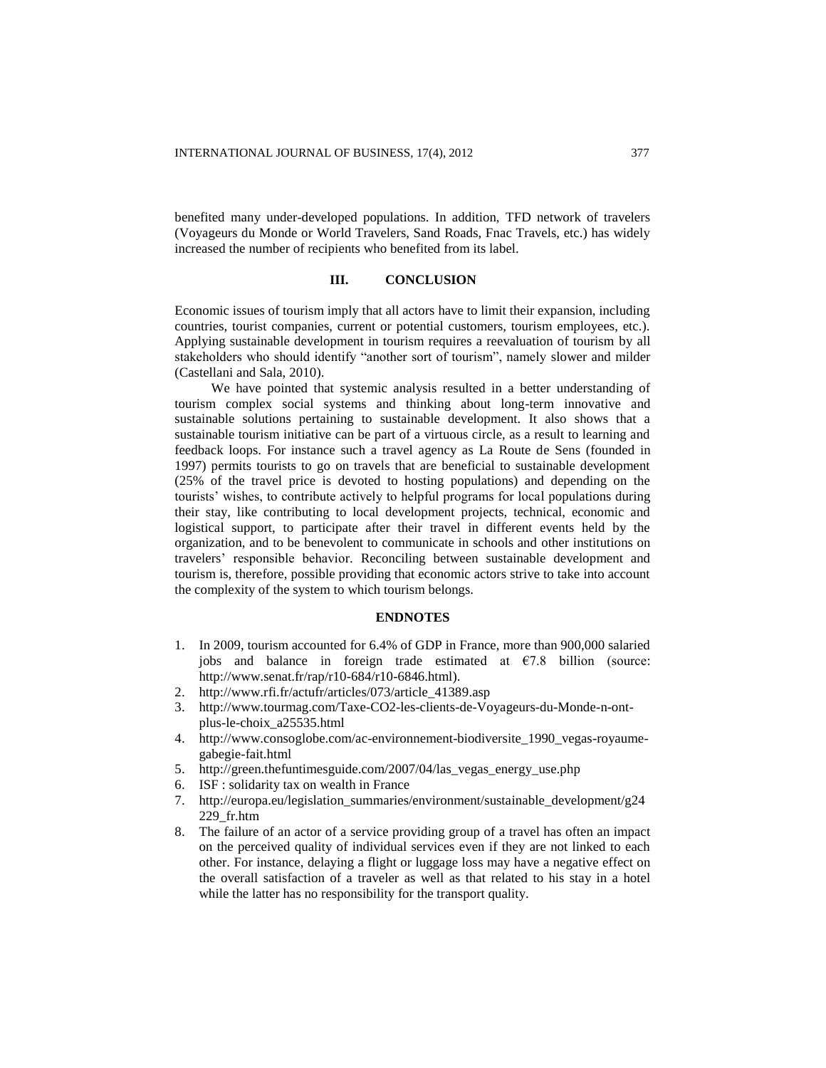benefited many under-developed populations. In addition, TFD network of travelers (Voyageurs du Monde or World Travelers, Sand Roads, Fnac Travels, etc.) has widely increased the number of recipients who benefited from its label.

## III. CONCLUSION

Economic issues of tourism imply that all actors have to limit their expansion, including countries, tourist companies, current or potential customers, tourism employees, etc.). Applying sustainable development in tourism requires a reevaluation of tourism by all stakeholders who should identify "another sort of tourism", namely slower and milder (Castellani and Sala, 2010).

We have pointed that systemic analysis resulted in a better understanding of tourism complex social systems and thinking about long-term innovative and sustainable solutions pertaining to sustainable development. It also shows that a sustainable tourism initiative can be part of a virtuous circle, as a result to learning and feedback loops. For instance such a travel agency as La Route de Sens (founded in 1997) permits tourists to go on travels that are beneficial to sustainable development (25% of the travel price is devoted to hosting populations) and depending on the tourists' wishes, to contribute actively to helpful programs for local populations during their stay, like contributing to local development projects, technical, economic and logistical support, to participate after their travel in different events held by the organization, and to be benevolent to communicate in schools and other institutions on travelers' responsible behavior. Reconciling between sustainable development and tourism is, therefore, possible providing that economic actors strive to take into account the complexity of the system to which tourism belongs.

## ENDNOTES

1. In 2009, tourism accounted for 6.4% of GDP in France, more than 900,000 salaried jobs and balance in foreign trade estimated at €7.8 billion (source: http://www.senat.fr/rap/r10-684/r10-6846.html).
2. http://www.rfi.fr/actufr/articles/073/article_41389.asp
3. http://www.tourmag.com/Taxe-CO2-les-clients-de-Voyageurs-du-Monde-n-ont-plus-le-choix_a25535.html
4. http://www.consoglobe.com/ac-environnement-biodiversite_1990_vegas-royaume-gabegie-fait.html
5. http://green.thefuntimesguide.com/2007/04/las_vegas_energy_use.php
6. ISF : solidarity tax on wealth in France
7. http://europa.eu/legislation_summaries/environment/sustainable_development/g24229_fr.htm
8. The failure of an actor of a service providing group of a travel has often an impact on the perceived quality of individual services even if they are not linked to each other. For instance, delaying a flight or luggage loss may have a negative effect on the overall satisfaction of a traveler as well as that related to his stay in a hotel while the latter has no responsibility for the transport quality.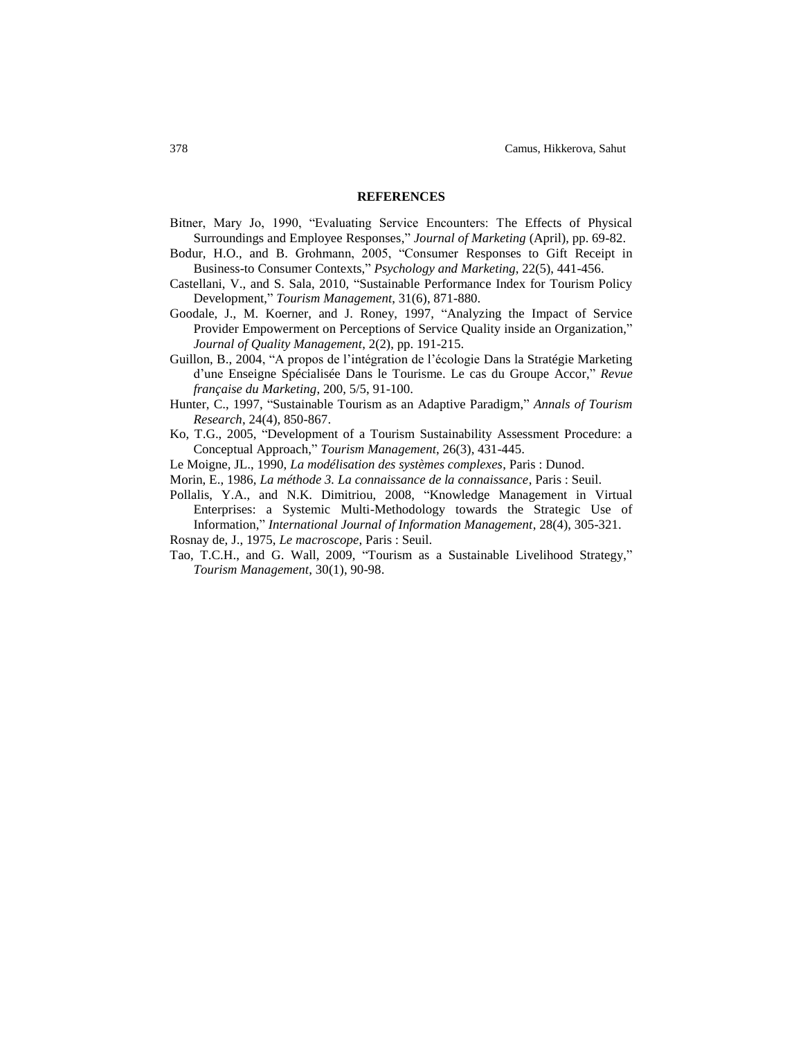## REFERENCES

Bitner, Mary Jo, 1990, "Evaluating Service Encounters: The Effects of Physical Surroundings and Employee Responses," *Journal of Marketing* (April), pp. 69-82.

Bodur, H.O., and B. Grohmann, 2005, "Consumer Responses to Gift Receipt in Business-to Consumer Contexts," *Psychology and Marketing*, 22(5), 441-456.

Castellani, V., and S. Sala, 2010, "Sustainable Performance Index for Tourism Policy Development," *Tourism Management*, 31(6), 871-880.

Goodale, J., M. Koerner, and J. Roney, 1997, "Analyzing the Impact of Service Provider Empowerment on Perceptions of Service Quality inside an Organization," *Journal of Quality Management*, 2(2), pp. 191-215.

Guillon, B., 2004, "A propos de l'intégration de l'écologie Dans la Stratégie Marketing d'une Enseigne Spécialisée Dans le Tourisme. Le cas du Groupe Accor," *Revue française du Marketing*, 200, 5/5, 91-100.

Hunter, C., 1997, "Sustainable Tourism as an Adaptive Paradigm," *Annals of Tourism Research*, 24(4), 850-867.

Ko, T.G., 2005, "Development of a Tourism Sustainability Assessment Procedure: a Conceptual Approach," *Tourism Management*, 26(3), 431-445.

Le Moigne, JL., 1990, *La modélisation des systèmes complexes*, Paris : Dunod.

Morin, E., 1986, *La méthode 3. La connaissance de la connaissance*, Paris : Seuil.

Pollalis, Y.A., and N.K. Dimitriou, 2008, "Knowledge Management in Virtual Enterprises: a Systemic Multi-Methodology towards the Strategic Use of Information," *International Journal of Information Management*, 28(4), 305-321.

Rosnay de, J., 1975, *Le macroscope*, Paris : Seuil.

Tao, T.C.H., and G. Wall, 2009, "Tourism as a Sustainable Livelihood Strategy," *Tourism Management*, 30(1), 90-98.